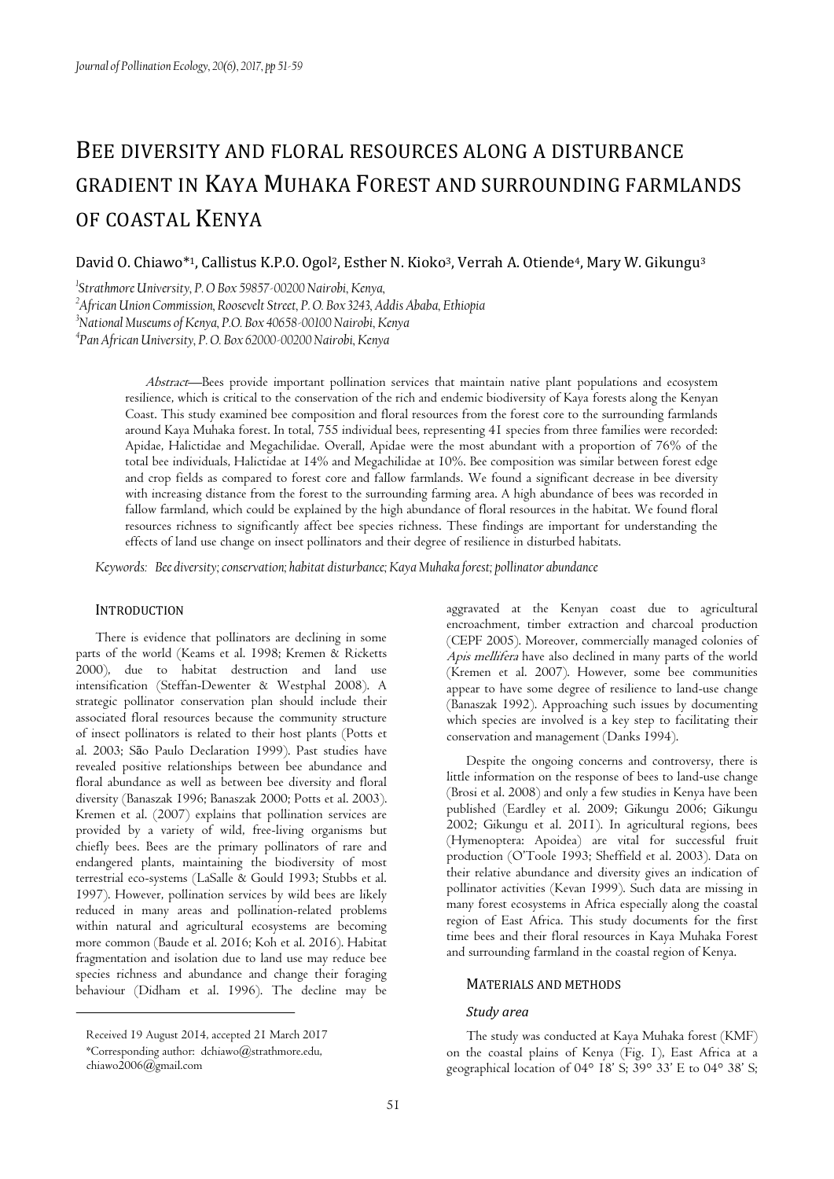# BEE DIVERSITY AND FLORAL RESOURCES ALONG A DISTURBANCE GRADIENT IN KAYA MUHAKA FOREST AND SURROUNDING FARMLANDS OF COASTAL KENYA

David O. Chiawo*[1], Callistus K.P.O. Ogol[2], Esther N. Kioko[3], Verrah A. Otiende[4], Mary W. Gikungu[3]

[1]*Strathmore University, P. O Box 59857-00200 Nairobi, Kenya,*

[2]*African Union Commission, Roosevelt Street, P. O. Box 3243, Addis Ababa, Ethiopia*

[3]*National Museums of Kenya, P.O. Box 40658-00100 Nairobi, Kenya*

[4]*Pan African University, P. O. Box 62000-00200 Nairobi, Kenya*

*Abstract*—Bees provide important pollination services that maintain native plant populations and ecosystem resilience, which is critical to the conservation of the rich and endemic biodiversity of Kaya forests along the Kenyan Coast. This study examined bee composition and floral resources from the forest core to the surrounding farmlands around Kaya Muhaka forest. In total, 755 individual bees, representing 41 species from three families were recorded: Apidae, Halictidae and Megachilidae. Overall, Apidae were the most abundant with a proportion of 76% of the total bee individuals, Halictidae at 14% and Megachilidae at 10%. Bee composition was similar between forest edge and crop fields as compared to forest core and fallow farmlands. We found a significant decrease in bee diversity with increasing distance from the forest to the surrounding farming area. A high abundance of bees was recorded in fallow farmland, which could be explained by the high abundance of floral resources in the habitat. We found floral resources richness to significantly affect bee species richness. These findings are important for understanding the effects of land use change on insect pollinators and their degree of resilience in disturbed habitats.

*Keywords: Bee diversity; conservation; habitat disturbance; Kaya Muhaka forest; pollinator abundance*

## INTRODUCTION

There is evidence that pollinators are declining in some parts of the world (Keams et al. 1998; Kremen & Ricketts 2000), due to habitat destruction and land use intensification (Steffan-Dewenter & Westphal 2008). A strategic pollinator conservation plan should include their associated floral resources because the community structure of insect pollinators is related to their host plants (Potts et al. 2003; São Paulo Declaration 1999). Past studies have revealed positive relationships between bee abundance and floral abundance as well as between bee diversity and floral diversity (Banaszak 1996; Banaszak 2000; Potts et al. 2003). Kremen et al. (2007) explains that pollination services are provided by a variety of wild, free-living organisms but chiefly bees. Bees are the primary pollinators of rare and endangered plants, maintaining the biodiversity of most terrestrial eco-systems (LaSalle & Gould 1993; Stubbs et al. 1997). However, pollination services by wild bees are likely reduced in many areas and pollination-related problems within natural and agricultural ecosystems are becoming more common (Baude et al. 2016; Koh et al. 2016). Habitat fragmentation and isolation due to land use may reduce bee species richness and abundance and change their foraging behaviour (Didham et al. 1996). The decline may be aggravated at the Kenyan coast due to agricultural encroachment, timber extraction and charcoal production (CEPF 2005). Moreover, commercially managed colonies of *Apis mellifera* have also declined in many parts of the world (Kremen et al. 2007). However, some bee communities appear to have some degree of resilience to land-use change (Banaszak 1992). Approaching such issues by documenting which species are involved is a key step to facilitating their conservation and management (Danks 1994).

Despite the ongoing concerns and controversy, there is little information on the response of bees to land-use change (Brosi et al. 2008) and only a few studies in Kenya have been published (Eardley et al. 2009; Gikungu 2006; Gikungu 2002; Gikungu et al. 2011). In agricultural regions, bees (Hymenoptera: Apoidea) are vital for successful fruit production (O'Toole 1993; Sheffield et al. 2003). Data on their relative abundance and diversity gives an indication of pollinator activities (Kevan 1999). Such data are missing in many forest ecosystems in Africa especially along the coastal region of East Africa. This study documents for the first time bees and their floral resources in Kaya Muhaka Forest and surrounding farmland in the coastal region of Kenya.

## MATERIALS AND METHODS

### *Study area*

The study was conducted at Kaya Muhaka forest (KMF) on the coastal plains of Kenya (Fig. 1), East Africa at a geographical location of 04° 18' S; 39° 33' E to 04° 38' S;

Received 19 August 2014, accepted 21 March 2017
*Corresponding author: dchiawo@strathmore.edu, chiawo2006@gmail.com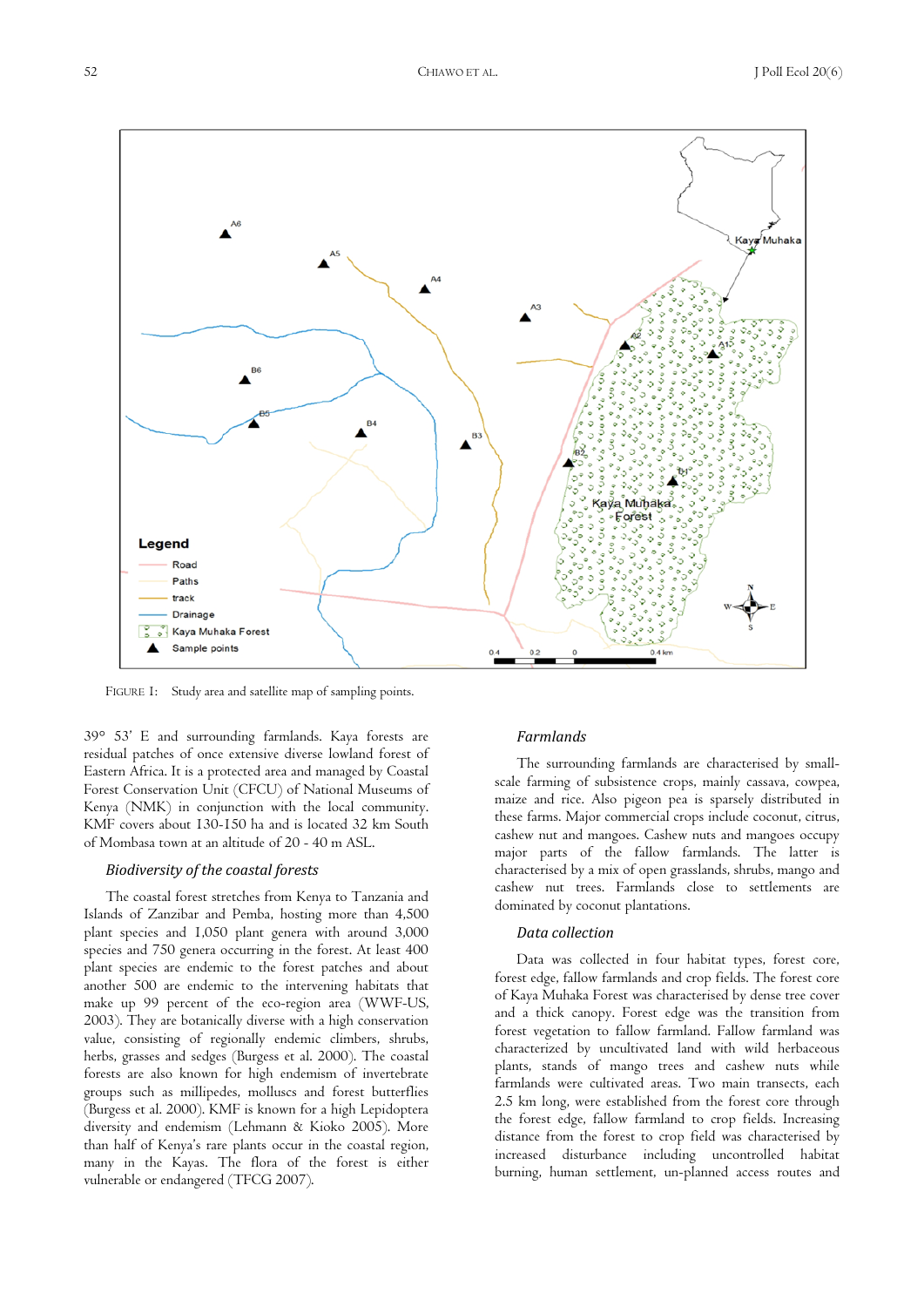FIGURE 1: Study area and satellite map of sampling points.

39° 53' E and surrounding farmlands. Kaya forests are residual patches of once extensive diverse lowland forest of Eastern Africa. It is a protected area and managed by Coastal Forest Conservation Unit (CFCU) of National Museums of Kenya (NMK) in conjunction with the local community. KMF covers about 130-150 ha and is located 32 km South of Mombasa town at an altitude of 20 - 40 m ASL.

### *Biodiversity of the coastal forests*

The coastal forest stretches from Kenya to Tanzania and Islands of Zanzibar and Pemba, hosting more than 4,500 plant species and 1,050 plant genera with around 3,000 species and 750 genera occurring in the forest. At least 400 plant species are endemic to the forest patches and about another 500 are endemic to the intervening habitats that make up 99 percent of the eco-region area (WWF-US, 2003). They are botanically diverse with a high conservation value, consisting of regionally endemic climbers, shrubs, herbs, grasses and sedges (Burgess et al. 2000). The coastal forests are also known for high endemism of invertebrate groups such as millipedes, molluscs and forest butterflies (Burgess et al. 2000). KMF is known for a high Lepidoptera diversity and endemism (Lehmann & Kioko 2005). More than half of Kenya's rare plants occur in the coastal region, many in the Kayas. The flora of the forest is either vulnerable or endangered (TFCG 2007).

### *Farmlands*

The surrounding farmlands are characterised by small-scale farming of subsistence crops, mainly cassava, cowpea, maize and rice. Also pigeon pea is sparsely distributed in these farms. Major commercial crops include coconut, citrus, cashew nut and mangoes. Cashew nuts and mangoes occupy major parts of the fallow farmlands. The latter is characterised by a mix of open grasslands, shrubs, mango and cashew nut trees. Farmlands close to settlements are dominated by coconut plantations.

### *Data collection*

Data was collected in four habitat types, forest core, forest edge, fallow farmlands and crop fields. The forest core of Kaya Muhaka Forest was characterised by dense tree cover and a thick canopy. Forest edge was the transition from forest vegetation to fallow farmland. Fallow farmland was characterized by uncultivated land with wild herbaceous plants, stands of mango trees and cashew nuts while farmlands were cultivated areas. Two main transects, each 2.5 km long, were established from the forest core through the forest edge, fallow farmland to crop fields. Increasing distance from the forest to crop field was characterised by increased disturbance including uncontrolled habitat burning, human settlement, un-planned access routes and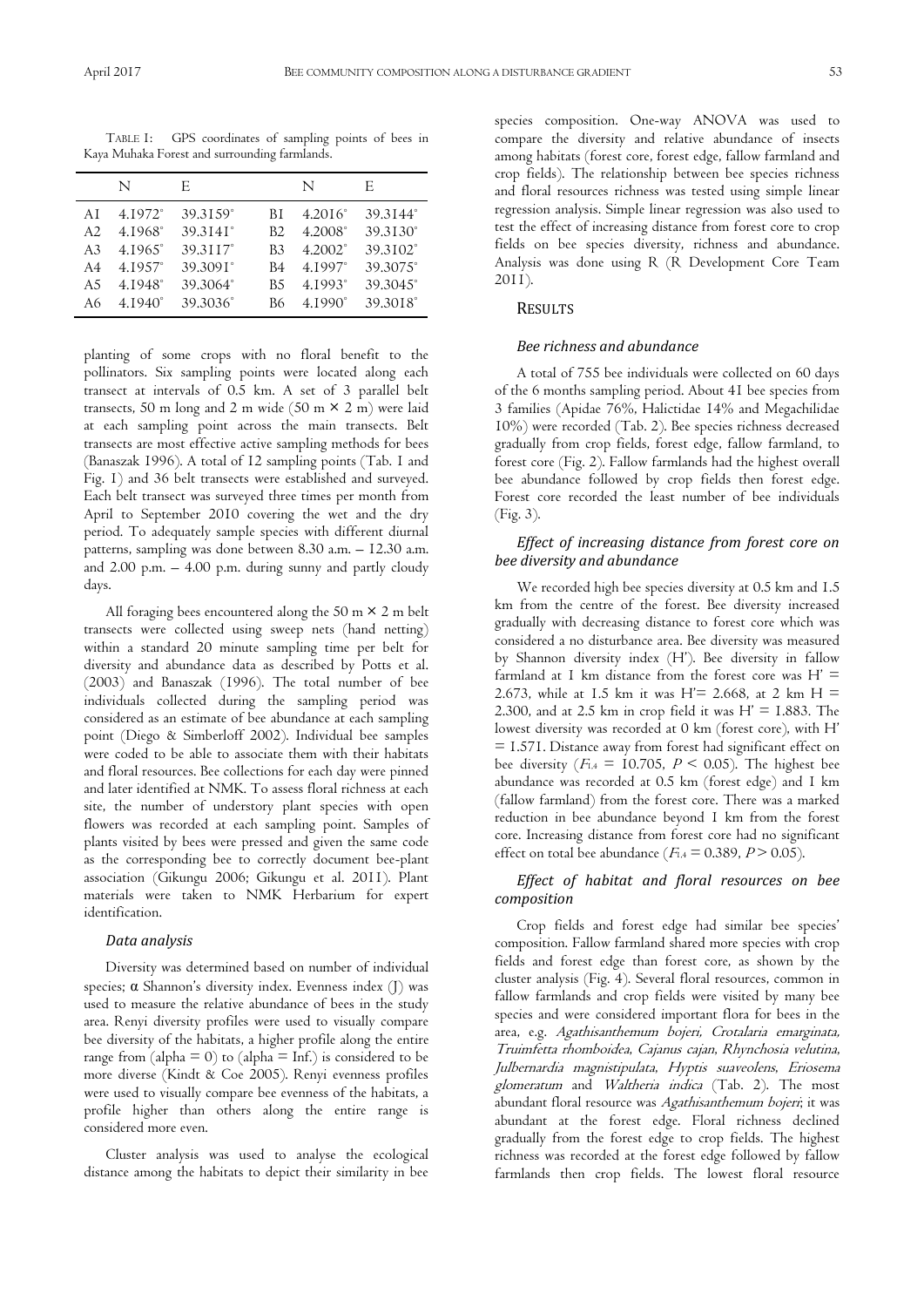TABLE 1: GPS coordinates of sampling points of bees in Kaya Muhaka Forest and surrounding farmlands.

| | N | E | | N | E |
|---|---|---|---|---|---|
| A1 | 4.1972° | 39.3159° | B1 | 4.2016° | 39.3144° |
| A2 | 4.1968° | 39.3141° | B2 | 4.2008° | 39.3130° |
| A3 | 4.1965° | 39.3117° | B3 | 4.2002° | 39.3102° |
| A4 | 4.1957° | 39.3091° | B4 | 4.1997° | 39.3075° |
| A5 | 4.1948° | 39.3064° | B5 | 4.1993° | 39.3045° |
| A6 | 4.1940° | 39.3036° | B6 | 4.1990° | 39.3018° |

planting of some crops with no floral benefit to the pollinators. Six sampling points were located along each transect at intervals of 0.5 km. A set of 3 parallel belt transects, 50 m long and 2 m wide (50 m × 2 m) were laid at each sampling point across the main transects. Belt transects are most effective active sampling methods for bees (Banaszak 1996). A total of 12 sampling points (Tab. 1 and Fig. 1) and 36 belt transects were established and surveyed. Each belt transect was surveyed three times per month from April to September 2010 covering the wet and the dry period. To adequately sample species with different diurnal patterns, sampling was done between 8.30 a.m. – 12.30 a.m. and 2.00 p.m. – 4.00 p.m. during sunny and partly cloudy days.

All foraging bees encountered along the 50 m × 2 m belt transects were collected using sweep nets (hand netting) within a standard 20 minute sampling time per belt for diversity and abundance data as described by Potts et al. (2003) and Banaszak (1996). The total number of bee individuals collected during the sampling period was considered as an estimate of bee abundance at each sampling point (Diego & Simberloff 2002). Individual bee samples were coded to be able to associate them with their habitats and floral resources. Bee collections for each day were pinned and later identified at NMK. To assess floral richness at each site, the number of understory plant species with open flowers was recorded at each sampling point. Samples of plants visited by bees were pressed and given the same code as the corresponding bee to correctly document bee-plant association (Gikungu 2006; Gikungu et al. 2011). Plant materials were taken to NMK Herbarium for expert identification.

### Data analysis

Diversity was determined based on number of individual species; α Shannon's diversity index. Evenness index (J) was used to measure the relative abundance of bees in the study area. Renyi diversity profiles were used to visually compare bee diversity of the habitats, a higher profile along the entire range from (alpha = 0) to (alpha = Inf.) is considered to be more diverse (Kindt & Coe 2005). Renyi evenness profiles were used to visually compare bee evenness of the habitats, a profile higher than others along the entire range is considered more even.

Cluster analysis was used to analyse the ecological distance among the habitats to depict their similarity in bee species composition. One-way ANOVA was used to compare the diversity and relative abundance of insects among habitats (forest core, forest edge, fallow farmland and crop fields). The relationship between bee species richness and floral resources richness was tested using simple linear regression analysis. Simple linear regression was also used to test the effect of increasing distance from forest core to crop fields on bee species diversity, richness and abundance. Analysis was done using R (R Development Core Team 2011).

## RESULTS

### Bee richness and abundance

A total of 755 bee individuals were collected on 60 days of the 6 months sampling period. About 41 bee species from 3 families (Apidae 76%, Halictidae 14% and Megachilidae 10%) were recorded (Tab. 2). Bee species richness decreased gradually from crop fields, forest edge, fallow farmland, to forest core (Fig. 2). Fallow farmlands had the highest overall bee abundance followed by crop fields then forest edge. Forest core recorded the least number of bee individuals (Fig. 3).

### Effect of increasing distance from forest core on bee diversity and abundance

We recorded high bee species diversity at 0.5 km and 1.5 km from the centre of the forest. Bee diversity increased gradually with decreasing distance to forest core which was considered a no disturbance area. Bee diversity was measured by Shannon diversity index (H'). Bee diversity in fallow farmland at 1 km distance from the forest core was H' = 2.673, while at 1.5 km it was H'= 2.668, at 2 km H = 2.300, and at 2.5 km in crop field it was H' = 1.883. The lowest diversity was recorded at 0 km (forest core), with H' = 1.571. Distance away from forest had significant effect on bee diversity ($F_{1,4}$ = 10.705, $P < 0.05$). The highest bee abundance was recorded at 0.5 km (forest edge) and 1 km (fallow farmland) from the forest core. There was a marked reduction in bee abundance beyond 1 km from the forest core. Increasing distance from forest core had no significant effect on total bee abundance ($F_{1,4}$ = 0.389, $P > 0.05$).

### Effect of habitat and floral resources on bee composition

Crop fields and forest edge had similar bee species' composition. Fallow farmland shared more species with crop fields and forest edge than forest core, as shown by the cluster analysis (Fig. 4). Several floral resources, common in fallow farmlands and crop fields were visited by many bee species and were considered important flora for bees in the area, e.g. *Agathisanthemum bojeri, Crotalaria emarginata, Truimfetta rhomboidea, Cajanus cajan, Rhynchosia velutina, Julbernardia magnistipulata, Hyptis suaveolens, Eriosema glomeratum* and *Waltheria indica* (Tab. 2). The most abundant floral resource was *Agathisanthemum bojeri*; it was abundant at the forest edge. Floral richness declined gradually from the forest edge to crop fields. The highest richness was recorded at the forest edge followed by fallow farmlands then crop fields. The lowest floral resource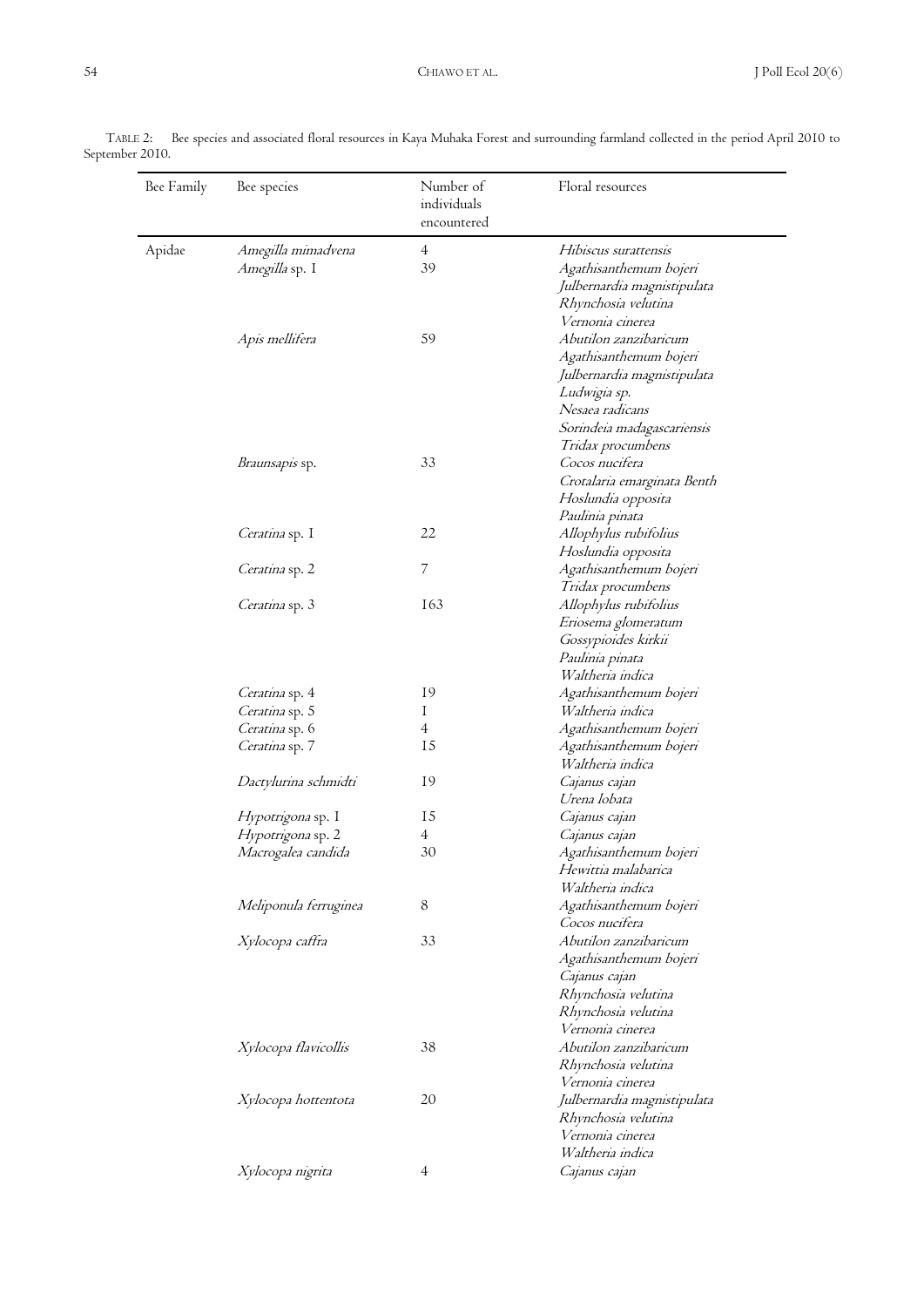TABLE 2: Bee species and associated floral resources in Kaya Muhaka Forest and surrounding farmland collected in the period April 2010 to September 2010.

| Bee Family | Bee species | Number of individuals encountered | Floral resources |
|---|---|---|---|
| Apidae | *Amegilla mimadvena* | 4 | *Hibiscus surattensis* |
| | *Amegilla* sp. 1 | 39 | *Agathisanthemum bojeri*<br>*Julbernardia magnistipulata*<br>*Rhynchosia velutina*<br>*Vernonia cinerea* |
| | *Apis mellifera* | 59 | *Abutilon zanzibaricum*<br>*Agathisanthemum bojeri*<br>*Julbernardia magnistipulata*<br>*Ludwigia sp.*<br>*Nesaea radicans*<br>*Sorindeia madagascariensis*<br>*Tridax procumbens* |
| | *Braunsapis* sp. | 33 | *Cocos nucifera*<br>*Crotalaria emarginata Benth*<br>*Hoslundia opposita*<br>*Paulinia pinata* |
| | *Ceratina* sp. 1 | 22 | *Allophylus rubifolius*<br>*Hoslundia opposita* |
| | *Ceratina* sp. 2 | 7 | *Agathisanthemum bojeri*<br>*Tridax procumbens* |
| | *Ceratina* sp. 3 | 163 | *Allophylus rubifolius*<br>*Eriosema glomeratum*<br>*Gossypioides kirkii*<br>*Paulinia pinata*<br>*Waltheria indica* |
| | *Ceratina* sp. 4 | 19 | *Agathisanthemum bojeri* |
| | *Ceratina* sp. 5 | 1 | *Waltheria indica* |
| | *Ceratina* sp. 6 | 4 | *Agathisanthemum bojeri* |
| | *Ceratina* sp. 7 | 15 | *Agathisanthemum bojeri*<br>*Waltheria indica* |
| | *Dactylurina schmidti* | 19 | *Cajanus cajan*<br>*Urena lobata* |
| | *Hypotrigona* sp. 1 | 15 | *Cajanus cajan* |
| | *Hypotrigona* sp. 2 | 4 | *Cajanus cajan* |
| | *Macrogalea candida* | 30 | *Agathisanthemum bojeri*<br>*Hewittia malabarica*<br>*Waltheria indica* |
| | *Meliponula ferruginea* | 8 | *Agathisanthemum bojeri*<br>*Cocos nucifera* |
| | *Xylocopa caffra* | 33 | *Abutilon zanzibaricum*<br>*Agathisanthemum bojeri*<br>*Cajanus cajan*<br>*Rhynchosia velutina*<br>*Rhynchosia velutina*<br>*Vernonia cinerea* |
| | *Xylocopa flavicollis* | 38 | *Abutilon zanzibaricum*<br>*Rhynchosia velutina*<br>*Vernonia cinerea* |
| | *Xylocopa hottentota* | 20 | *Julbernardia magnistipulata*<br>*Rhynchosia velutina*<br>*Vernonia cinerea*<br>*Waltheria indica* |
| | *Xylocopa nigrita* | 4 | *Cajanus cajan* |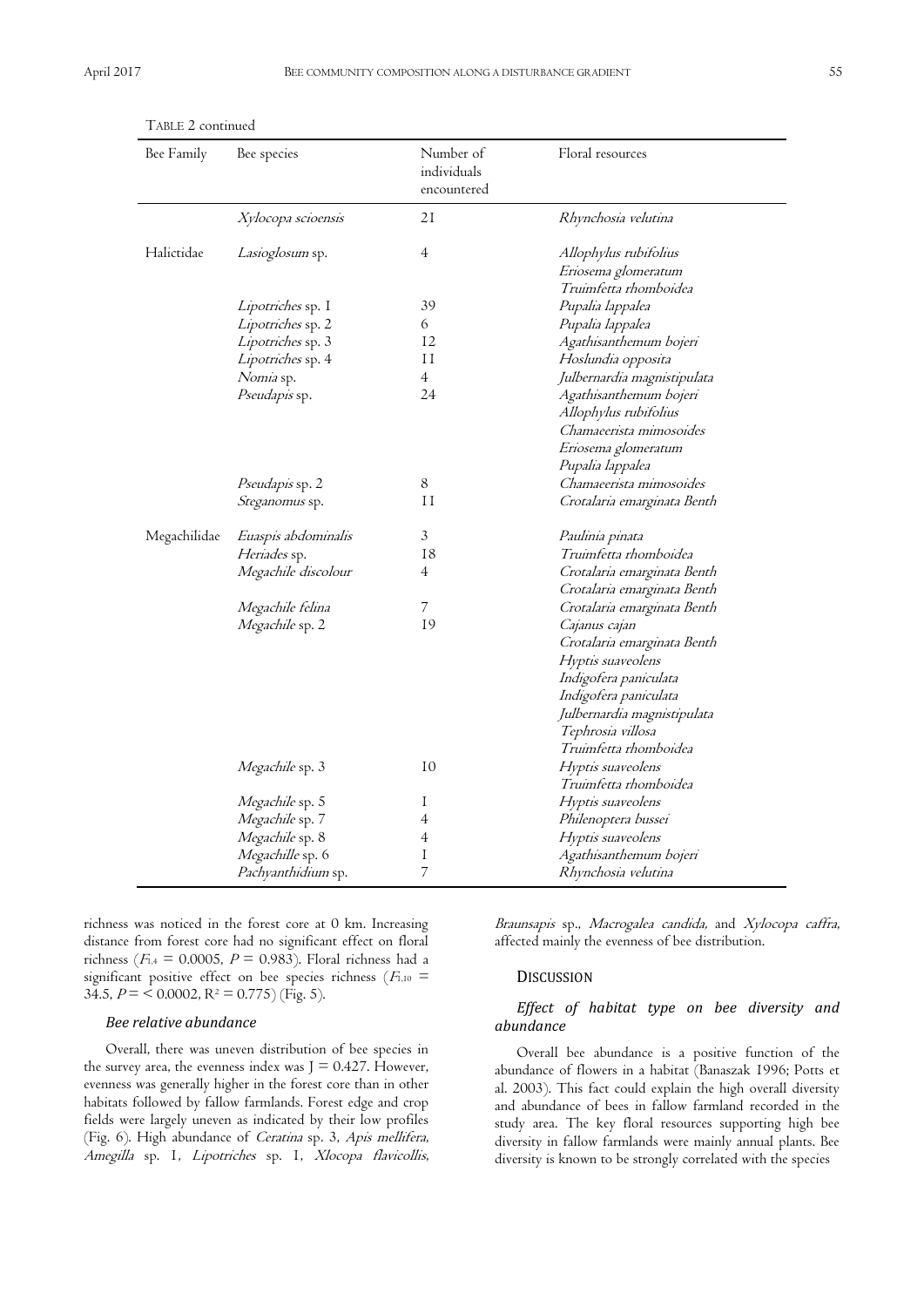TABLE 2 continued

| Bee Family | Bee species | Number of individuals encountered | Floral resources |
|---|---|---|---|
| | *Xylocopa scioensis* | 21 | *Rhynchosia velutina* |
| Halictidae | *Lasioglosum* sp. | 4 | *Allophylus rubifolius*<br>*Eriosema glomeratum*<br>*Truimfetta rhomboidea* |
| | *Lipotriches* sp. 1 | 39 | *Pupalia lappalea* |
| | *Lipotriches* sp. 2 | 6 | *Pupalia lappalea* |
| | *Lipotriches* sp. 3 | 12 | *Agathisanthemum bojeri* |
| | *Lipotriches* sp. 4 | 11 | *Hoslundia opposita* |
| | *Nomia* sp. | 4 | *Julbernardia magnistipulata* |
| | *Pseudapis* sp. | 24 | *Agathisanthemum bojeri*<br>*Allophylus rubifolius*<br>*Chamaecrista mimosoides*<br>*Eriosema glomeratum*<br>*Pupalia lappalea* |
| | *Pseudapis* sp. 2 | 8 | *Chamaecrista mimosoides* |
| | *Steganomus* sp. | 11 | *Crotalaria emarginata Benth* |
| Megachilidae | *Euaspis abdominalis* | 3 | *Paulinia pinata* |
| | *Heriades* sp. | 18 | *Truimfetta rhomboidea* |
| | *Megachile discolour* | 4 | *Crotalaria emarginata Benth*<br>*Crotalaria emarginata Benth* |
| | *Megachile felina* | 7 | *Crotalaria emarginata Benth* |
| | *Megachile* sp. 2 | 19 | *Cajanus cajan*<br>*Crotalaria emarginata Benth*<br>*Hyptis suaveolens*<br>*Indigofera paniculata*<br>*Indigofera paniculata*<br>*Julbernardia magnistipulata*<br>*Tephrosia villosa*<br>*Truimfetta rhomboidea* |
| | *Megachile* sp. 3 | 10 | *Hyptis suaveolens*<br>*Truimfetta rhomboidea* |
| | *Megachile* sp. 5 | 1 | *Hyptis suaveolens* |
| | *Megachile* sp. 7 | 4 | *Philenoptera bussei* |
| | *Megachile* sp. 8 | 4 | *Hyptis suaveolens* |
| | *Megachille* sp. 6 | 1 | *Agathisanthemum bojeri* |
| | *Pachyanthidium* sp. | 7 | *Rhynchosia velutina* |

richness was noticed in the forest core at 0 km. Increasing distance from forest core had no significant effect on floral richness ($F_{1,4}$ = 0.0005, $P$ = 0.983). Floral richness had a significant positive effect on bee species richness ($F_{1,10}$ = 34.5, $P$ = < 0.0002, $R^2$ = 0.775) (Fig. 5).

### Bee relative abundance

Overall, there was uneven distribution of bee species in the survey area, the evenness index was J = 0.427. However, evenness was generally higher in the forest core than in other habitats followed by fallow farmlands. Forest edge and crop fields were largely uneven as indicated by their low profiles (Fig. 6). High abundance of *Ceratina* sp. 3, *Apis mellifera*, *Amegilla* sp. 1, *Lipotriches* sp. 1, *Xlocopa flavicollis*, *Braunsapis* sp., *Macrogalea candida*, and *Xylocopa caffra*, affected mainly the evenness of bee distribution.

## DISCUSSION

### Effect of habitat type on bee diversity and abundance

Overall bee abundance is a positive function of the abundance of flowers in a habitat (Banaszak 1996; Potts et al. 2003). This fact could explain the high overall diversity and abundance of bees in fallow farmland recorded in the study area. The key floral resources supporting high bee diversity in fallow farmlands were mainly annual plants. Bee diversity is known to be strongly correlated with the species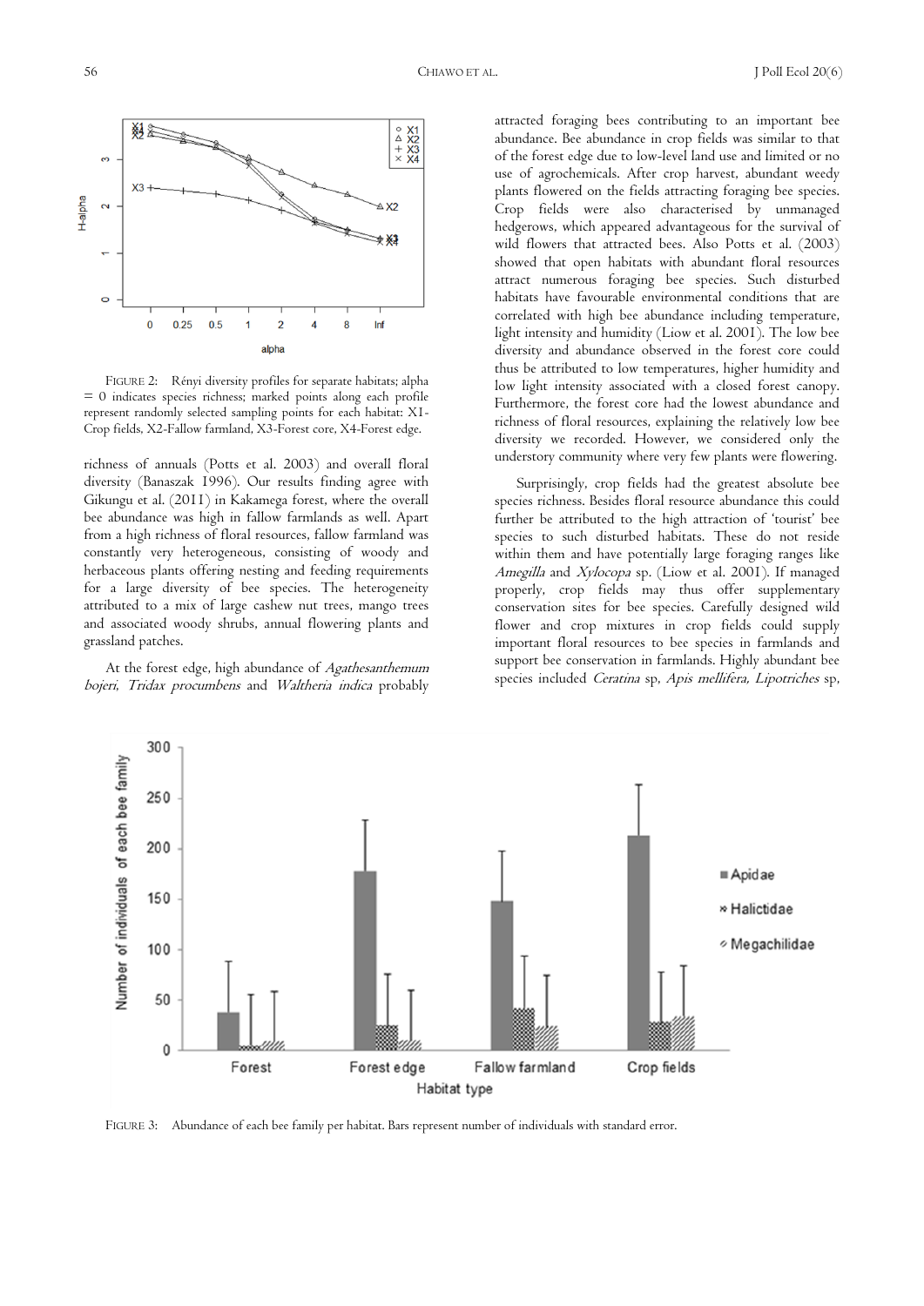FIGURE 2: Rényi diversity profiles for separate habitats; alpha = 0 indicates species richness; marked points along each profile represent randomly selected sampling points for each habitat: X1-Crop fields, X2-Fallow farmland, X3-Forest core, X4-Forest edge.

richness of annuals (Potts et al. 2003) and overall floral diversity (Banaszak 1996). Our results finding agree with Gikungu et al. (2011) in Kakamega forest, where the overall bee abundance was high in fallow farmlands as well. Apart from a high richness of floral resources, fallow farmland was constantly very heterogeneous, consisting of woody and herbaceous plants offering nesting and feeding requirements for a large diversity of bee species. The heterogeneity attributed to a mix of large cashew nut trees, mango trees and associated woody shrubs, annual flowering plants and grassland patches.

At the forest edge, high abundance of *Agathesanthemum bojeri*, *Tridax procumbens* and *Waltheria indica* probably attracted foraging bees contributing to an important bee abundance. Bee abundance in crop fields was similar to that of the forest edge due to low-level land use and limited or no use of agrochemicals. After crop harvest, abundant weedy plants flowered on the fields attracting foraging bee species. Crop fields were also characterised by unmanaged hedgerows, which appeared advantageous for the survival of wild flowers that attracted bees. Also Potts et al. (2003) showed that open habitats with abundant floral resources attract numerous foraging bee species. Such disturbed habitats have favourable environmental conditions that are correlated with high bee abundance including temperature, light intensity and humidity (Liow et al. 2001). The low bee diversity and abundance observed in the forest core could thus be attributed to low temperatures, higher humidity and low light intensity associated with a closed forest canopy. Furthermore, the forest core had the lowest abundance and richness of floral resources, explaining the relatively low bee diversity we recorded. However, we considered only the understory community where very few plants were flowering.

Surprisingly, crop fields had the greatest absolute bee species richness. Besides floral resource abundance this could further be attributed to the high attraction of 'tourist' bee species to such disturbed habitats. These do not reside within them and have potentially large foraging ranges like *Amegilla* and *Xylocopa* sp. (Liow et al. 2001). If managed properly, crop fields may thus offer supplementary conservation sites for bee species. Carefully designed wild flower and crop mixtures in crop fields could supply important floral resources to bee species in farmlands and support bee conservation in farmlands. Highly abundant bee species included *Ceratina* sp, *Apis mellifera*, *Lipotriches* sp,

FIGURE 3: Abundance of each bee family per habitat. Bars represent number of individuals with standard error.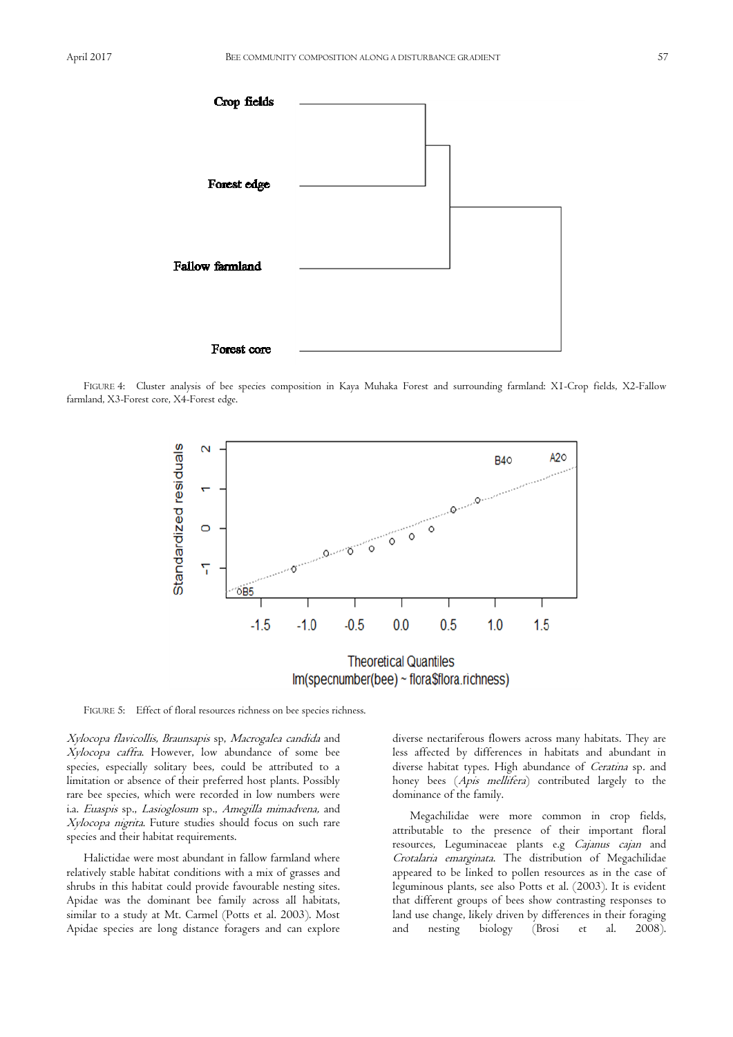FIGURE 4: Cluster analysis of bee species composition in Kaya Muhaka Forest and surrounding farmland: X1-Crop fields, X2-Fallow farmland, X3-Forest core, X4-Forest edge.

FIGURE 5: Effect of floral resources richness on bee species richness.

*Xylocopa flavicollis, Braunsapis* sp, *Macrogalea candida* and *Xylocopa caffra*. However, low abundance of some bee species, especially solitary bees, could be attributed to a limitation or absence of their preferred host plants. Possibly rare bee species, which were recorded in low numbers were i.a. *Euaspis* sp., *Lasioglosum* sp., *Amegilla mimadvena,* and *Xylocopa nigrita*. Future studies should focus on such rare species and their habitat requirements.

Halictidae were most abundant in fallow farmland where relatively stable habitat conditions with a mix of grasses and shrubs in this habitat could provide favourable nesting sites. Apidae was the dominant bee family across all habitats, similar to a study at Mt. Carmel (Potts et al. 2003). Most Apidae species are long distance foragers and can explore diverse nectariferous flowers across many habitats. They are less affected by differences in habitats and abundant in diverse habitat types. High abundance of *Ceratina* sp. and honey bees (*Apis mellifera*) contributed largely to the dominance of the family.

Megachilidae were more common in crop fields, attributable to the presence of their important floral resources, Leguminaceae plants e.g *Cajanus cajan* and *Crotalaria emarginata*. The distribution of Megachilidae appeared to be linked to pollen resources as in the case of leguminous plants, see also Potts et al. (2003). It is evident that different groups of bees show contrasting responses to land use change, likely driven by differences in their foraging and nesting biology (Brosi et al. 2008).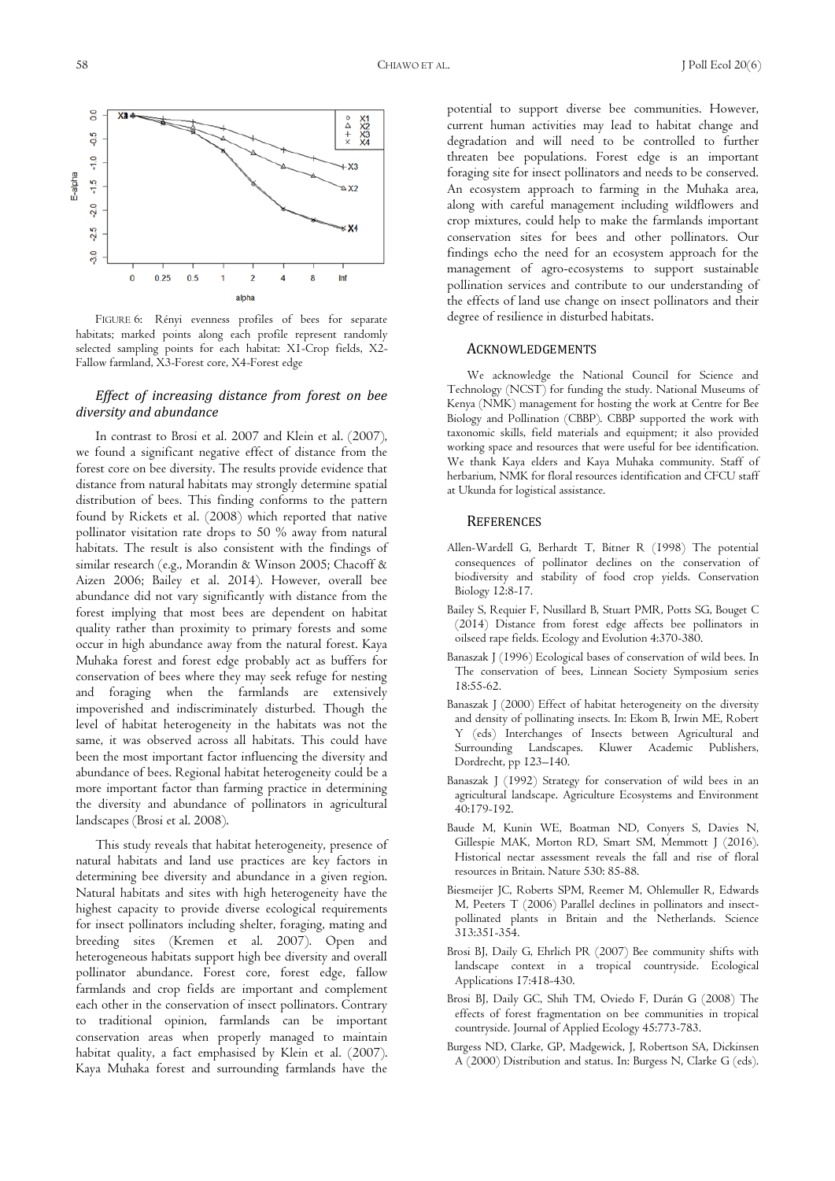FIGURE 6: Rényi evenness profiles of bees for separate habitats; marked points along each profile represent randomly selected sampling points for each habitat: X1-Crop fields, X2-Fallow farmland, X3-Forest core, X4-Forest edge

### *Effect of increasing distance from forest on bee diversity and abundance*

In contrast to Brosi et al. 2007 and Klein et al. (2007), we found a significant negative effect of distance from the forest core on bee diversity. The results provide evidence that distance from natural habitats may strongly determine spatial distribution of bees. This finding conforms to the pattern found by Rickets et al. (2008) which reported that native pollinator visitation rate drops to 50 % away from natural habitats. The result is also consistent with the findings of similar research (e.g., Morandin & Winson 2005; Chacoff & Aizen 2006; Bailey et al. 2014). However, overall bee abundance did not vary significantly with distance from the forest implying that most bees are dependent on habitat quality rather than proximity to primary forests and some occur in high abundance away from the natural forest. Kaya Muhaka forest and forest edge probably act as buffers for conservation of bees where they may seek refuge for nesting and foraging when the farmlands are extensively impoverished and indiscriminately disturbed. Though the level of habitat heterogeneity in the habitats was not the same, it was observed across all habitats. This could have been the most important factor influencing the diversity and abundance of bees. Regional habitat heterogeneity could be a more important factor than farming practice in determining the diversity and abundance of pollinators in agricultural landscapes (Brosi et al. 2008).

This study reveals that habitat heterogeneity, presence of natural habitats and land use practices are key factors in determining bee diversity and abundance in a given region. Natural habitats and sites with high heterogeneity have the highest capacity to provide diverse ecological requirements for insect pollinators including shelter, foraging, mating and breeding sites (Kremen et al. 2007). Open and heterogeneous habitats support high bee diversity and overall pollinator abundance. Forest core, forest edge, fallow farmlands and crop fields are important and complement each other in the conservation of insect pollinators. Contrary to traditional opinion, farmlands can be important conservation areas when properly managed to maintain habitat quality, a fact emphasised by Klein et al. (2007). Kaya Muhaka forest and surrounding farmlands have the potential to support diverse bee communities. However, current human activities may lead to habitat change and degradation and will need to be controlled to further threaten bee populations. Forest edge is an important foraging site for insect pollinators and needs to be conserved. An ecosystem approach to farming in the Muhaka area, along with careful management including wildflowers and crop mixtures, could help to make the farmlands important conservation sites for bees and other pollinators. Our findings echo the need for an ecosystem approach for the management of agro-ecosystems to support sustainable pollination services and contribute to our understanding of the effects of land use change on insect pollinators and their degree of resilience in disturbed habitats.

## ACKNOWLEDGEMENTS

We acknowledge the National Council for Science and Technology (NCST) for funding the study. National Museums of Kenya (NMK) management for hosting the work at Centre for Bee Biology and Pollination (CBBP). CBBP supported the work with taxonomic skills, field materials and equipment; it also provided working space and resources that were useful for bee identification. We thank Kaya elders and Kaya Muhaka community. Staff of herbarium, NMK for floral resources identification and CFCU staff at Ukunda for logistical assistance.

## REFERENCES

Allen-Wardell G, Berhardt T, Bitner R (1998) The potential consequences of pollinator declines on the conservation of biodiversity and stability of food crop yields. Conservation Biology 12:8-17.

Bailey S, Requier F, Nusillard B, Stuart PMR, Potts SG, Bouget C (2014) Distance from forest edge affects bee pollinators in oilseed rape fields. Ecology and Evolution 4:370-380.

Banaszak J (1996) Ecological bases of conservation of wild bees. In The conservation of bees, Linnean Society Symposium series 18:55-62.

Banaszak J (2000) Effect of habitat heterogeneity on the diversity and density of pollinating insects. In: Ekom B, Irwin ME, Robert Y (eds) Interchanges of Insects between Agricultural and Surrounding Landscapes. Kluwer Academic Publishers, Dordrecht, pp 123–140.

Banaszak J (1992) Strategy for conservation of wild bees in an agricultural landscape. Agriculture Ecosystems and Environment 40:179-192.

Baude M, Kunin WE, Boatman ND, Conyers S, Davies N, Gillespie MAK, Morton RD, Smart SM, Memmott J (2016). Historical nectar assessment reveals the fall and rise of floral resources in Britain. Nature 530: 85-88.

Biesmeijer JC, Roberts SPM, Reemer M, Ohlemuller R, Edwards M, Peeters T (2006) Parallel declines in pollinators and insect-pollinated plants in Britain and the Netherlands. Science 313:351-354.

Brosi BJ, Daily G, Ehrlich PR (2007) Bee community shifts with landscape context in a tropical countryside. Ecological Applications 17:418-430.

Brosi BJ, Daily GC, Shih TM, Oviedo F, Durán G (2008) The effects of forest fragmentation on bee communities in tropical countryside. Journal of Applied Ecology 45:773-783.

Burgess ND, Clarke, GP, Madgewick, J, Robertson SA, Dickinsen A (2000) Distribution and status. In: Burgess N, Clarke G (eds).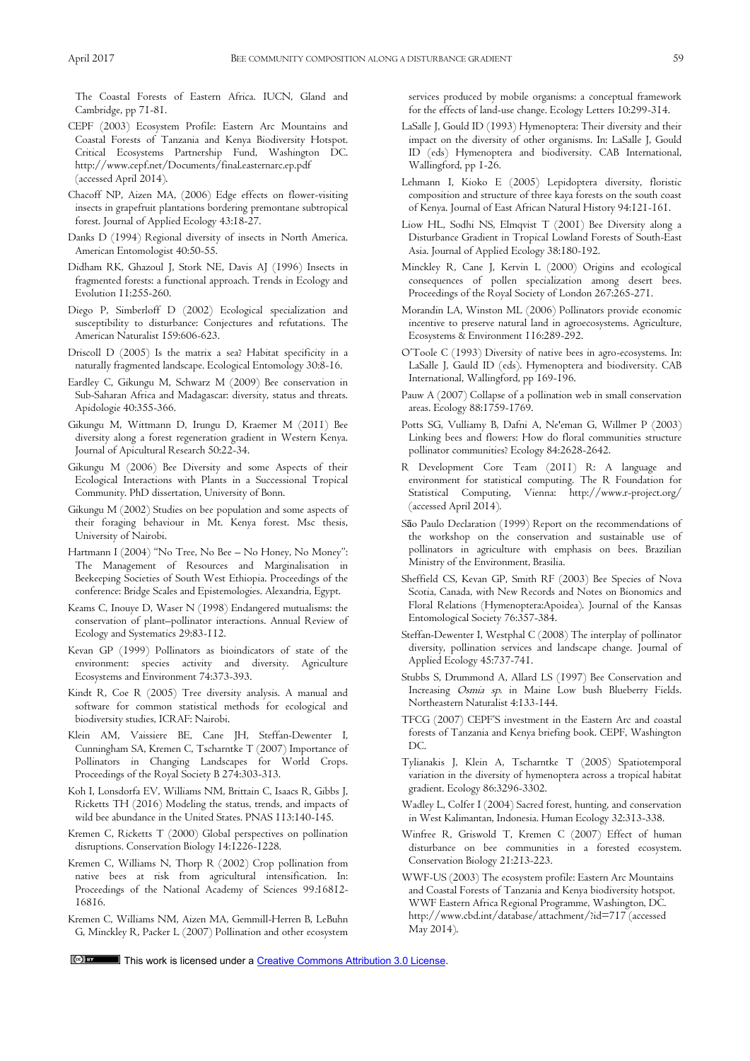The Coastal Forests of Eastern Africa. IUCN, Gland and Cambridge, pp 71-81.

CEPF (2003) Ecosystem Profile: Eastern Arc Mountains and Coastal Forests of Tanzania and Kenya Biodiversity Hotspot. Critical Ecosystems Partnership Fund, Washington DC. http://www.cepf.net/Documents/final.easternarc.ep.pdf (accessed April 2014).

Chacoff NP, Aizen MA, (2006) Edge effects on flower-visiting insects in grapefruit plantations bordering premontane subtropical forest. Journal of Applied Ecology 43:18-27.

Danks D (1994) Regional diversity of insects in North America. American Entomologist 40:50-55.

Didham RK, Ghazoul J, Stork NE, Davis AJ (1996) Insects in fragmented forests: a functional approach. Trends in Ecology and Evolution 11:255-260.

Diego P, Simberloff D (2002) Ecological specialization and susceptibility to disturbance: Conjectures and refutations. The American Naturalist 159:606-623.

Driscoll D (2005) Is the matrix a sea? Habitat specificity in a naturally fragmented landscape. Ecological Entomology 30:8-16.

Eardley C, Gikungu M, Schwarz M (2009) Bee conservation in Sub-Saharan Africa and Madagascar: diversity, status and threats. Apidologie 40:355-366.

Gikungu M, Wittmann D, Irungu D, Kraemer M (2011) Bee diversity along a forest regeneration gradient in Western Kenya. Journal of Apicultural Research 50:22-34.

Gikungu M (2006) Bee Diversity and some Aspects of their Ecological Interactions with Plants in a Successional Tropical Community. PhD dissertation, University of Bonn.

Gikungu M (2002) Studies on bee population and some aspects of their foraging behaviour in Mt. Kenya forest. Msc thesis, University of Nairobi.

Hartmann I (2004) "No Tree, No Bee – No Honey, No Money": The Management of Resources and Marginalisation in Beekeeping Societies of South West Ethiopia. Proceedings of the conference: Bridge Scales and Epistemologies. Alexandria, Egypt.

Keams C, Inouye D, Waser N (1998) Endangered mutualisms: the conservation of plant–pollinator interactions. Annual Review of Ecology and Systematics 29:83-112.

Kevan GP (1999) Pollinators as bioindicators of state of the environment: species activity and diversity. Agriculture Ecosystems and Environment 74:373-393.

Kindt R, Coe R (2005) Tree diversity analysis. A manual and software for common statistical methods for ecological and biodiversity studies, ICRAF: Nairobi.

Klein AM, Vaissiere BE, Cane JH, Steffan-Dewenter I, Cunningham SA, Kremen C, Tscharntke T (2007) Importance of Pollinators in Changing Landscapes for World Crops. Proceedings of the Royal Society B 274:303-313.

Koh I, Lonsdorfa EV, Williams NM, Brittain C, Isaacs R, Gibbs J, Ricketts TH (2016) Modeling the status, trends, and impacts of wild bee abundance in the United States. PNAS 113:140-145.

Kremen C, Ricketts T (2000) Global perspectives on pollination disruptions. Conservation Biology 14:1226-1228.

Kremen C, Williams N, Thorp R (2002) Crop pollination from native bees at risk from agricultural intensification. In: Proceedings of the National Academy of Sciences 99:16812-16816.

Kremen C, Williams NM, Aizen MA, Gemmill-Herren B, LeBuhn G, Minckley R, Packer L (2007) Pollination and other ecosystem services produced by mobile organisms: a conceptual framework for the effects of land-use change. Ecology Letters 10:299-314.

LaSalle J, Gould ID (1993) Hymenoptera: Their diversity and their impact on the diversity of other organisms. In: LaSalle J, Gould ID (eds) Hymenoptera and biodiversity. CAB International, Wallingford, pp 1-26.

Lehmann I, Kioko E (2005) Lepidoptera diversity, floristic composition and structure of three kaya forests on the south coast of Kenya. Journal of East African Natural History 94:121-161.

Liow HL, Sodhi NS, Elmqvist T (2001) Bee Diversity along a Disturbance Gradient in Tropical Lowland Forests of South-East Asia. Journal of Applied Ecology 38:180-192.

Minckley R, Cane J, Kervin L (2000) Origins and ecological consequences of pollen specialization among desert bees. Proceedings of the Royal Society of London 267:265-271.

Morandin LA, Winston ML (2006) Pollinators provide economic incentive to preserve natural land in agroecosystems. Agriculture, Ecosystems & Environment 116:289-292.

O'Toole C (1993) Diversity of native bees in agro-ecosystems. In: LaSalle J, Gauld ID (eds). Hymenoptera and biodiversity. CAB International, Wallingford, pp 169-196.

Pauw A (2007) Collapse of a pollination web in small conservation areas. Ecology 88:1759-1769.

Potts SG, Vulliamy B, Dafni A, Ne'eman G, Willmer P (2003) Linking bees and flowers: How do floral communities structure pollinator communities? Ecology 84:2628-2642.

R Development Core Team (2011) R: A language and environment for statistical computing. The R Foundation for Statistical Computing, Vienna: http://www.r-project.org/ (accessed April 2014).

São Paulo Declaration (1999) Report on the recommendations of the workshop on the conservation and sustainable use of pollinators in agriculture with emphasis on bees. Brazilian Ministry of the Environment, Brasilia.

Sheffield CS, Kevan GP, Smith RF (2003) Bee Species of Nova Scotia, Canada, with New Records and Notes on Bionomics and Floral Relations (Hymenoptera:Apoidea). Journal of the Kansas Entomological Society 76:357-384.

Steffan-Dewenter I, Westphal C (2008) The interplay of pollinator diversity, pollination services and landscape change. Journal of Applied Ecology 45:737-741.

Stubbs S, Drummond A, Allard LS (1997) Bee Conservation and Increasing *Osmia sp.* in Maine Low bush Blueberry Fields. Northeastern Naturalist 4:133-144.

TFCG (2007) CEPF'S investment in the Eastern Arc and coastal forests of Tanzania and Kenya briefing book. CEPF, Washington DC.

Tylianakis J, Klein A, Tscharntke T (2005) Spatiotemporal variation in the diversity of hymenoptera across a tropical habitat gradient. Ecology 86:3296-3302.

Wadley L, Colfer I (2004) Sacred forest, hunting, and conservation in West Kalimantan, Indonesia. Human Ecology 32:313-338.

Winfree R, Griswold T, Kremen C (2007) Effect of human disturbance on bee communities in a forested ecosystem. Conservation Biology 21:213-223.

WWF-US (2003) The ecosystem profile: Eastern Arc Mountains and Coastal Forests of Tanzania and Kenya biodiversity hotspot. WWF Eastern Africa Regional Programme, Washington, DC. http://www.cbd.int/database/attachment/?id=717 (accessed May 2014).

This work is licensed under a Creative Commons Attribution 3.0 License.